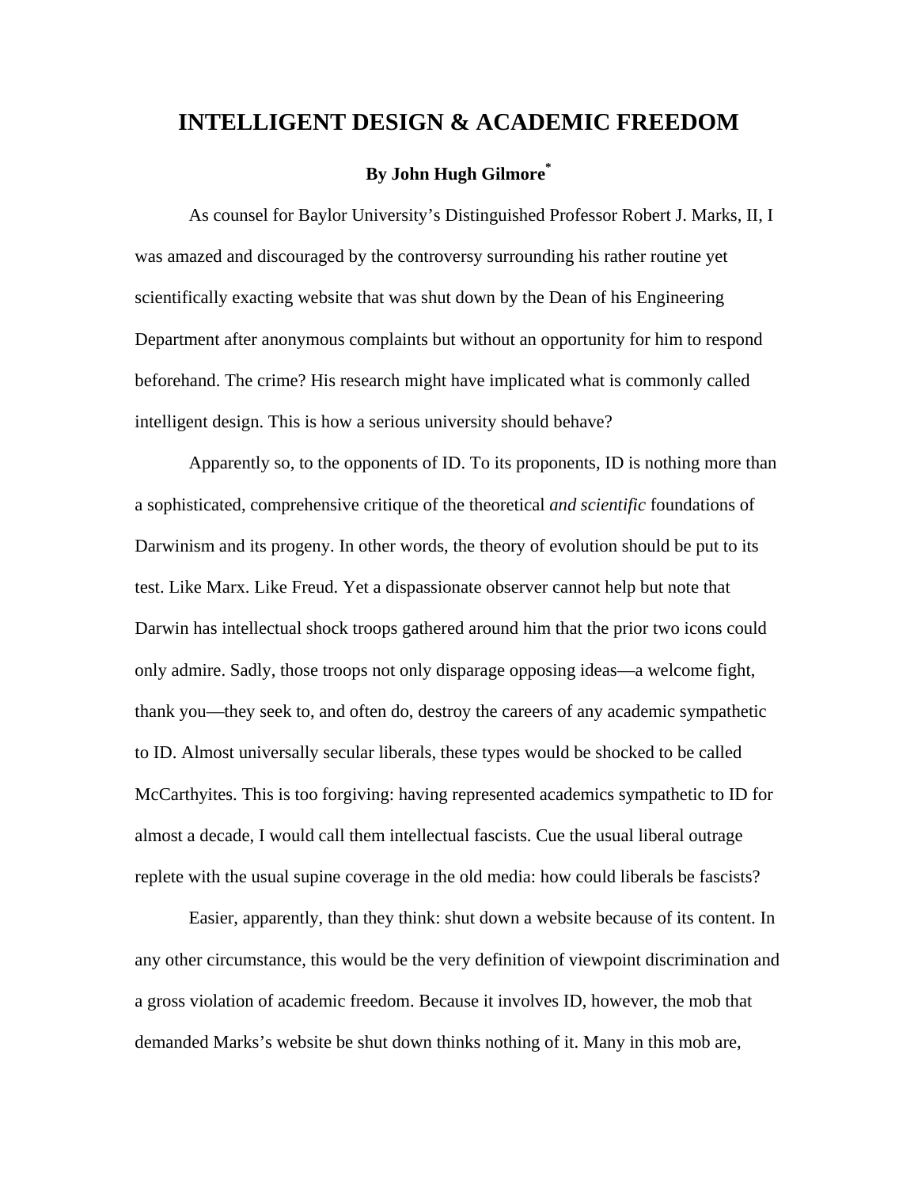# INTELLIGENT DESIGN & ACADEMIC FREEDOM

**By John Hugh Gilmore[*]**

As counsel for Baylor University's Distinguished Professor Robert J. Marks, II, I was amazed and discouraged by the controversy surrounding his rather routine yet scientifically exacting website that was shut down by the Dean of his Engineering Department after anonymous complaints but without an opportunity for him to respond beforehand. The crime? His research might have implicated what is commonly called intelligent design. This is how a serious university should behave?

Apparently so, to the opponents of ID. To its proponents, ID is nothing more than a sophisticated, comprehensive critique of the theoretical *and scientific* foundations of Darwinism and its progeny. In other words, the theory of evolution should be put to its test. Like Marx. Like Freud. Yet a dispassionate observer cannot help but note that Darwin has intellectual shock troops gathered around him that the prior two icons could only admire. Sadly, those troops not only disparage opposing ideas—a welcome fight, thank you—they seek to, and often do, destroy the careers of any academic sympathetic to ID. Almost universally secular liberals, these types would be shocked to be called McCarthyites. This is too forgiving: having represented academics sympathetic to ID for almost a decade, I would call them intellectual fascists. Cue the usual liberal outrage replete with the usual supine coverage in the old media: how could liberals be fascists?

Easier, apparently, than they think: shut down a website because of its content. In any other circumstance, this would be the very definition of viewpoint discrimination and a gross violation of academic freedom. Because it involves ID, however, the mob that demanded Marks's website be shut down thinks nothing of it. Many in this mob are,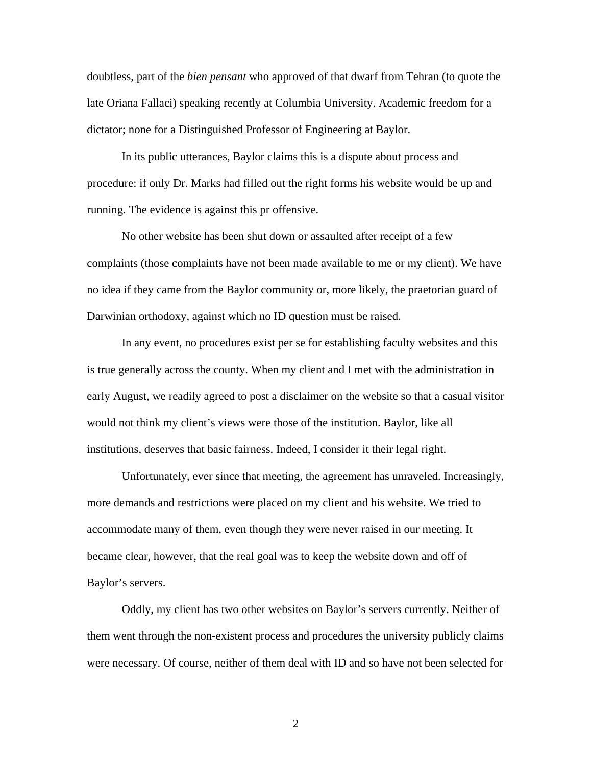doubtless, part of the *bien pensant* who approved of that dwarf from Tehran (to quote the late Oriana Fallaci) speaking recently at Columbia University. Academic freedom for a dictator; none for a Distinguished Professor of Engineering at Baylor.

In its public utterances, Baylor claims this is a dispute about process and procedure: if only Dr. Marks had filled out the right forms his website would be up and running. The evidence is against this pr offensive.

No other website has been shut down or assaulted after receipt of a few complaints (those complaints have not been made available to me or my client). We have no idea if they came from the Baylor community or, more likely, the praetorian guard of Darwinian orthodoxy, against which no ID question must be raised.

In any event, no procedures exist per se for establishing faculty websites and this is true generally across the county. When my client and I met with the administration in early August, we readily agreed to post a disclaimer on the website so that a casual visitor would not think my client's views were those of the institution. Baylor, like all institutions, deserves that basic fairness. Indeed, I consider it their legal right.

Unfortunately, ever since that meeting, the agreement has unraveled. Increasingly, more demands and restrictions were placed on my client and his website. We tried to accommodate many of them, even though they were never raised in our meeting. It became clear, however, that the real goal was to keep the website down and off of Baylor's servers.

Oddly, my client has two other websites on Baylor's servers currently. Neither of them went through the non-existent process and procedures the university publicly claims were necessary. Of course, neither of them deal with ID and so have not been selected for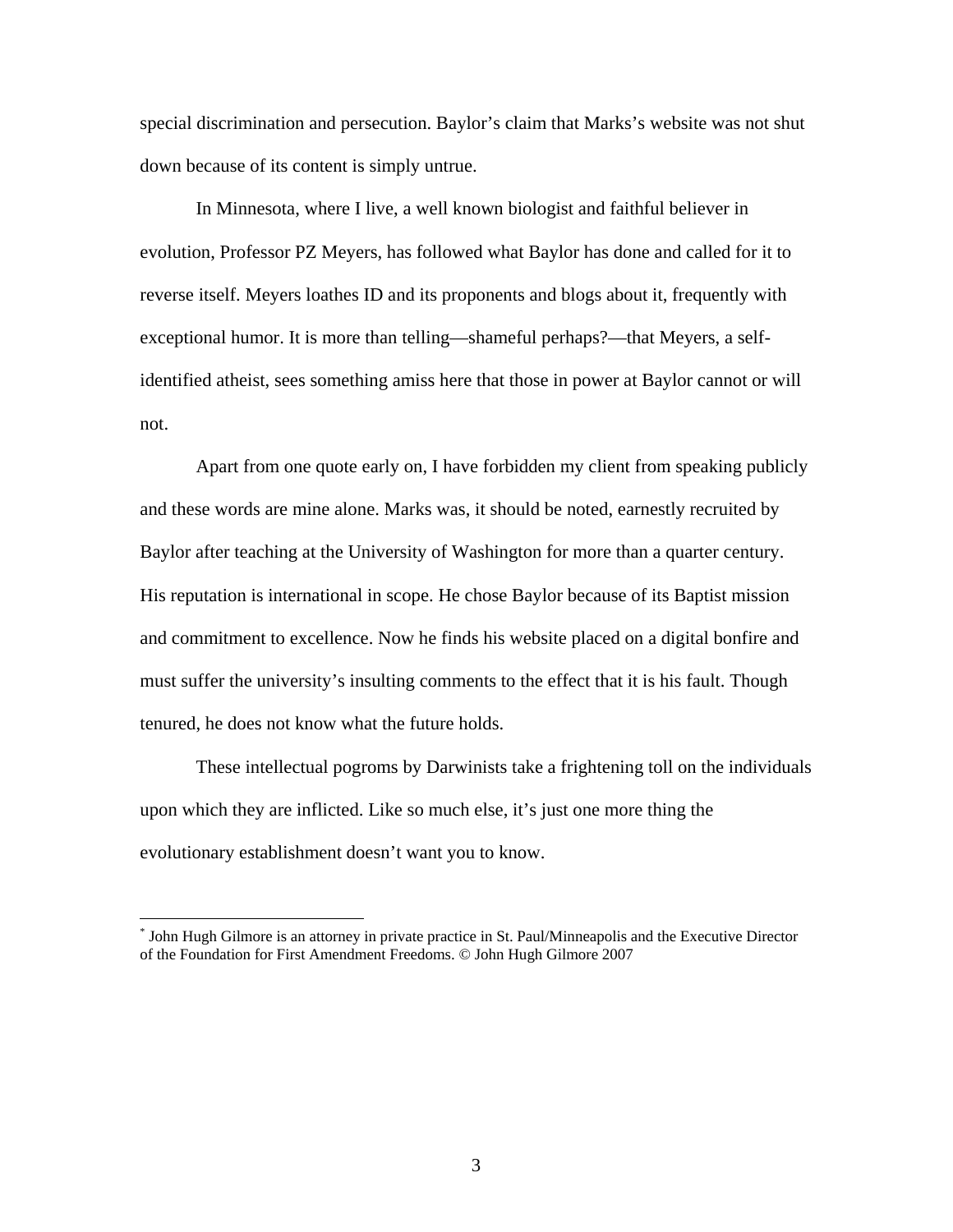special discrimination and persecution. Baylor's claim that Marks's website was not shut down because of its content is simply untrue.

In Minnesota, where I live, a well known biologist and faithful believer in evolution, Professor PZ Meyers, has followed what Baylor has done and called for it to reverse itself. Meyers loathes ID and its proponents and blogs about it, frequently with exceptional humor. It is more than telling—shameful perhaps?—that Meyers, a self-identified atheist, sees something amiss here that those in power at Baylor cannot or will not.

Apart from one quote early on, I have forbidden my client from speaking publicly and these words are mine alone. Marks was, it should be noted, earnestly recruited by Baylor after teaching at the University of Washington for more than a quarter century. His reputation is international in scope. He chose Baylor because of its Baptist mission and commitment to excellence. Now he finds his website placed on a digital bonfire and must suffer the university's insulting comments to the effect that it is his fault. Though tenured, he does not know what the future holds.

These intellectual pogroms by Darwinists take a frightening toll on the individuals upon which they are inflicted. Like so much else, it's just one more thing the evolutionary establishment doesn't want you to know.

---

[*] John Hugh Gilmore is an attorney in private practice in St. Paul/Minneapolis and the Executive Director of the Foundation for First Amendment Freedoms. © John Hugh Gilmore 2007